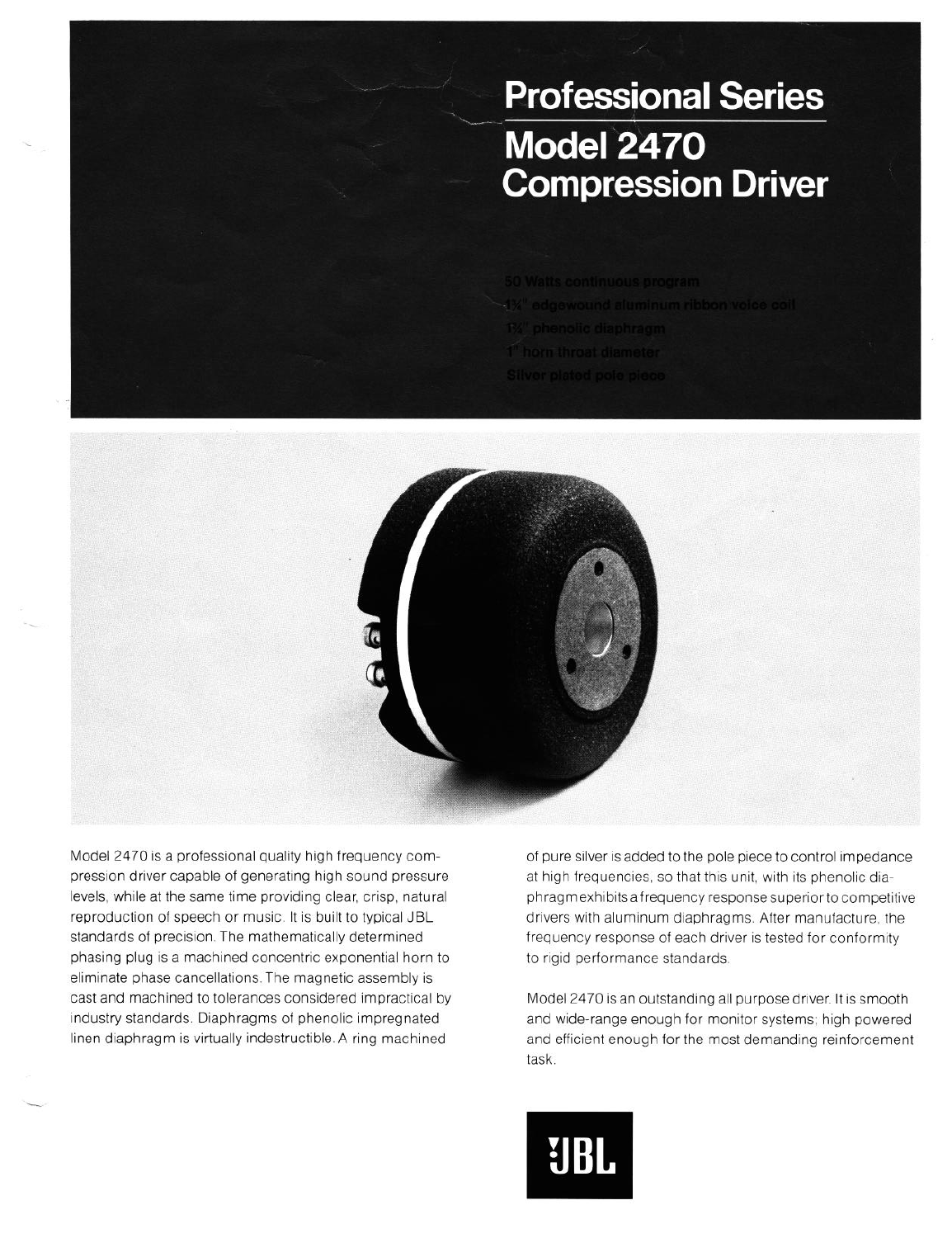# Professional Series

# Model 2470 Compression Driver

- 50 Watts continuous program
- 1¾" edgewound aluminum ribbon voice coil
- 1¾" phenolic diaphragm
- 1" horn throat diameter
- Silver plated pole piece

Model 2470 is a professional quality high frequency compression driver capable of generating high sound pressure levels, while at the same time providing clear, crisp, natural reproduction of speech or music. It is built to typical JBL standards of precision. The mathematically determined phasing plug is a machined concentric exponential horn to eliminate phase cancellations. The magnetic assembly is cast and machined to tolerances considered impractical by industry standards. Diaphragms of phenolic impregnated linen diaphragm is virtually indestructible. A ring machined of pure silver is added to the pole piece to control impedance at high frequencies, so that this unit, with its phenolic diaphragm exhibits a frequency response superior to competitive drivers with aluminum diaphragms. After manufacture, the frequency response of each driver is tested for conformity to rigid performance standards.

Model 2470 is an outstanding all purpose driver. It is smooth and wide-range enough for monitor systems; high powered and efficient enough for the most demanding reinforcement task.

JBL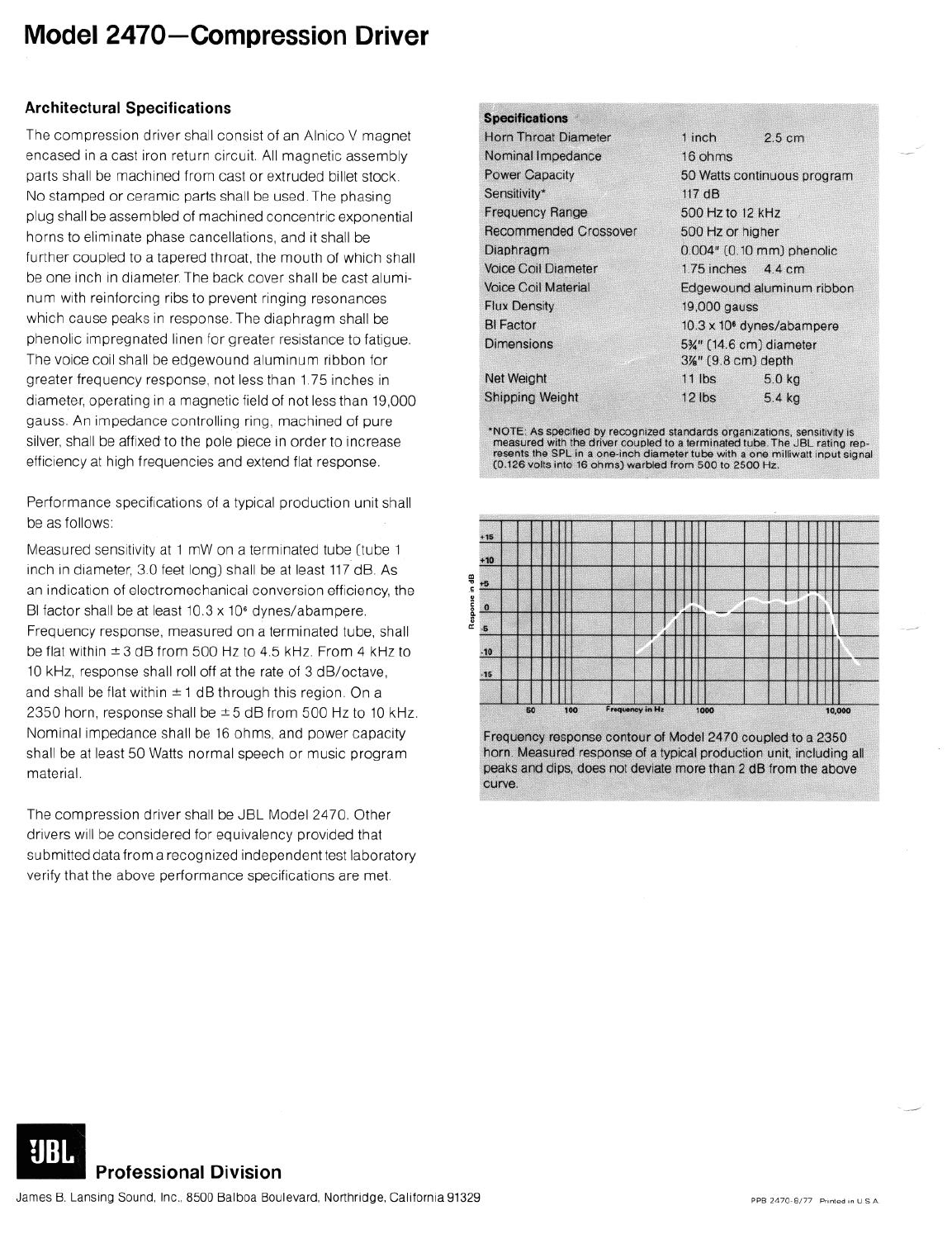# Model 2470—Compression Driver

## Architectural Specifications

The compression driver shall consist of an Alnico V magnet encased in a cast iron return circuit. All magnetic assembly parts shall be machined from cast or extruded billet stock. No stamped or ceramic parts shall be used. The phasing plug shall be assembled of machined concentric exponential horns to eliminate phase cancellations, and it shall be further coupled to a tapered throat, the mouth of which shall be one inch in diameter. The back cover shall be cast aluminum with reinforcing ribs to prevent ringing resonances which cause peaks in response. The diaphragm shall be phenolic impregnated linen for greater resistance to fatigue. The voice coil shall be edgewound aluminum ribbon for greater frequency response, not less than 1.75 inches in diameter, operating in a magnetic field of not less than 19,000 gauss. An impedance controlling ring, machined of pure silver, shall be affixed to the pole piece in order to increase efficiency at high frequencies and extend flat response.

Performance specifications of a typical production unit shall be as follows:

Measured sensitivity at 1 mW on a terminated tube (tube 1 inch in diameter, 3.0 feet long) shall be at least 117 dB. As an indication of electromechanical conversion efficiency, the Bl factor shall be at least $10.3 \times 10^6$ dynes/abampere. Frequency response, measured on a terminated tube, shall be flat within ±3 dB from 500 Hz to 4.5 kHz. From 4 kHz to 10 kHz, response shall roll off at the rate of 3 dB/octave, and shall be flat within ±1 dB through this region. On a 2350 horn, response shall be ±5 dB from 500 Hz to 10 kHz. Nominal impedance shall be 16 ohms, and power capacity shall be at least 50 Watts normal speech or music program material.

The compression driver shall be JBL Model 2470. Other drivers will be considered for equivalency provided that submitted data from a recognized independent test laboratory verify that the above performance specifications are met.

## Specifications

| | | |
|---|---|---|
| Horn Throat Diameter | 1 inch | 2.5 cm |
| Nominal Impedance | 16 ohms | |
| Power Capacity | 50 Watts continuous program | |
| Sensitivity* | 117 dB | |
| Frequency Range | 500 Hz to 12 kHz | |
| Recommended Crossover | 500 Hz or higher | |
| Diaphragm | 0.004" (0.10 mm) phenolic | |
| Voice Coil Diameter | 1.75 inches | 4.4 cm |
| Voice Coil Material | Edgewound aluminum ribbon | |
| Flux Density | 19,000 gauss | |
| Bl Factor | $10.3 \times 10^6$ dynes/abampere | |
| Dimensions | 5¾" (14.6 cm) diameter<br>3⅞" (9.8 cm) depth | |
| Net Weight | 11 lbs | 5.0 kg |
| Shipping Weight | 12 lbs | 5.4 kg |

*NOTE: As specified by recognized standards organizations, sensitivity is measured with the driver coupled to a terminated tube. The JBL rating represents the SPL in a one-inch diameter tube with a one milliwatt input signal (0.126 volts into 16 ohms) warbled from 500 to 2500 Hz.

Response in dB

+15
+10
+5
0
-5
-10
-15

50 100 Frequency in Hz 1000 10,000

Frequency response contour of Model 2470 coupled to a 2350 horn. Measured response of a typical production unit, including all peaks and dips, does not deviate more than 2 dB from the above curve.

**JBL Professional Division**

James B. Lansing Sound, Inc., 8500 Balboa Boulevard, Northridge, California 91329

PPB 2470-8/77 Printed in U.S.A.